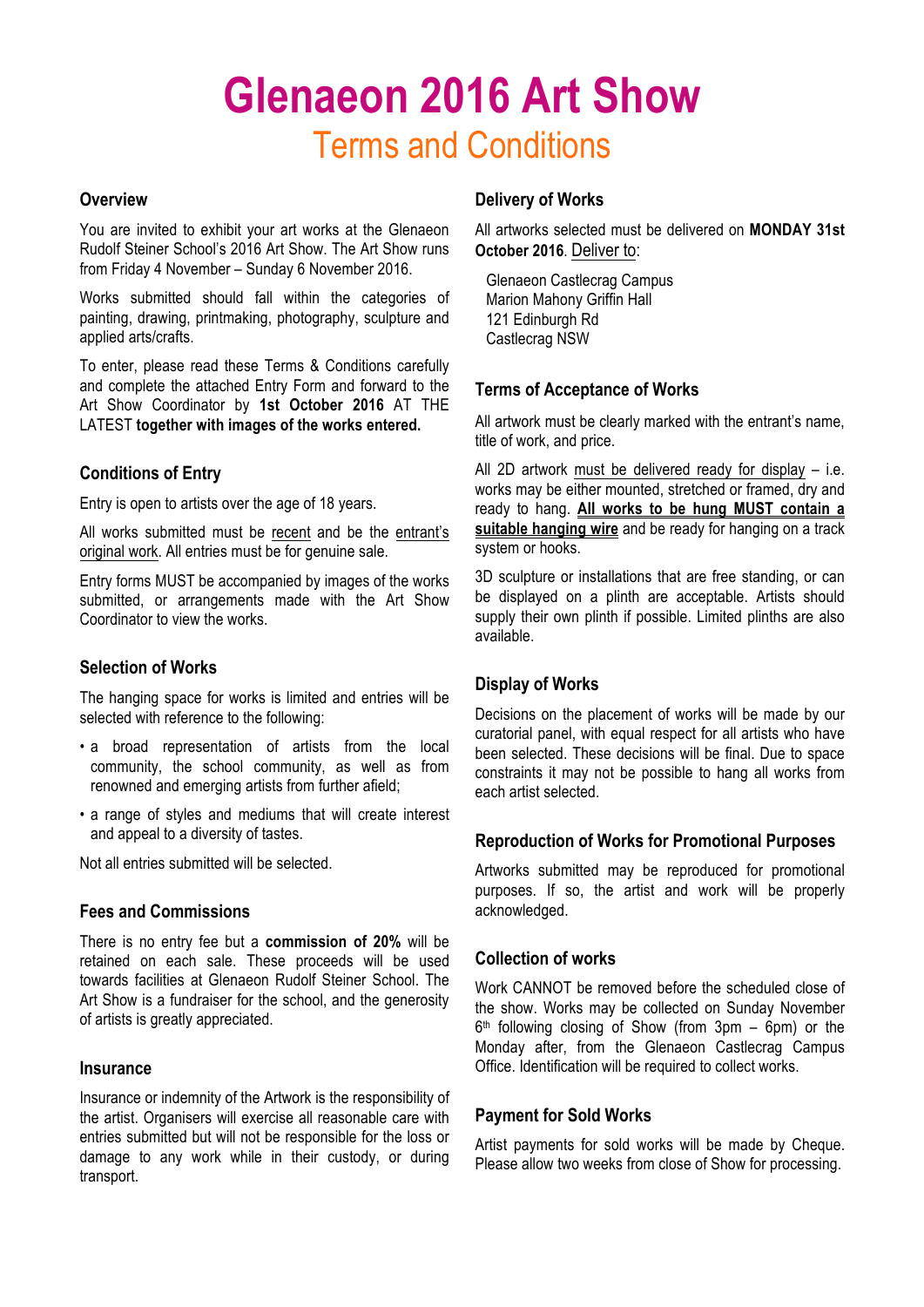# Glenaeon 2016 Art Show

## Terms and Conditions

### Overview

You are invited to exhibit your art works at the Glenaeon Rudolf Steiner School's 2016 Art Show. The Art Show runs from Friday 4 November – Sunday 6 November 2016.

Works submitted should fall within the categories of painting, drawing, printmaking, photography, sculpture and applied arts/crafts.

To enter, please read these Terms & Conditions carefully and complete the attached Entry Form and forward to the Art Show Coordinator by **1st October 2016** AT THE LATEST **together with images of the works entered.**

### Conditions of Entry

Entry is open to artists over the age of 18 years.

All works submitted must be recent and be the entrant's original work. All entries must be for genuine sale.

Entry forms MUST be accompanied by images of the works submitted, or arrangements made with the Art Show Coordinator to view the works.

### Selection of Works

The hanging space for works is limited and entries will be selected with reference to the following:

- a broad representation of artists from the local community, the school community, as well as from renowned and emerging artists from further afield;
- a range of styles and mediums that will create interest and appeal to a diversity of tastes.

Not all entries submitted will be selected.

### Fees and Commissions

There is no entry fee but a **commission of 20%** will be retained on each sale. These proceeds will be used towards facilities at Glenaeon Rudolf Steiner School. The Art Show is a fundraiser for the school, and the generosity of artists is greatly appreciated.

### Insurance

Insurance or indemnity of the Artwork is the responsibility of the artist. Organisers will exercise all reasonable care with entries submitted but will not be responsible for the loss or damage to any work while in their custody, or during transport.

### Delivery of Works

All artworks selected must be delivered on **MONDAY 31st October 2016**. Deliver to:

Glenaeon Castlecrag Campus
Marion Mahony Griffin Hall
121 Edinburgh Rd
Castlecrag NSW

### Terms of Acceptance of Works

All artwork must be clearly marked with the entrant's name, title of work, and price.

All 2D artwork must be delivered ready for display – i.e. works may be either mounted, stretched or framed, dry and ready to hang. **All works to be hung MUST contain a suitable hanging wire** and be ready for hanging on a track system or hooks.

3D sculpture or installations that are free standing, or can be displayed on a plinth are acceptable. Artists should supply their own plinth if possible. Limited plinths are also available.

### Display of Works

Decisions on the placement of works will be made by our curatorial panel, with equal respect for all artists who have been selected. These decisions will be final. Due to space constraints it may not be possible to hang all works from each artist selected.

### Reproduction of Works for Promotional Purposes

Artworks submitted may be reproduced for promotional purposes. If so, the artist and work will be properly acknowledged.

### Collection of works

Work CANNOT be removed before the scheduled close of the show. Works may be collected on Sunday November 6th following closing of Show (from 3pm – 6pm) or the Monday after, from the Glenaeon Castlecrag Campus Office. Identification will be required to collect works.

### Payment for Sold Works

Artist payments for sold works will be made by Cheque. Please allow two weeks from close of Show for processing.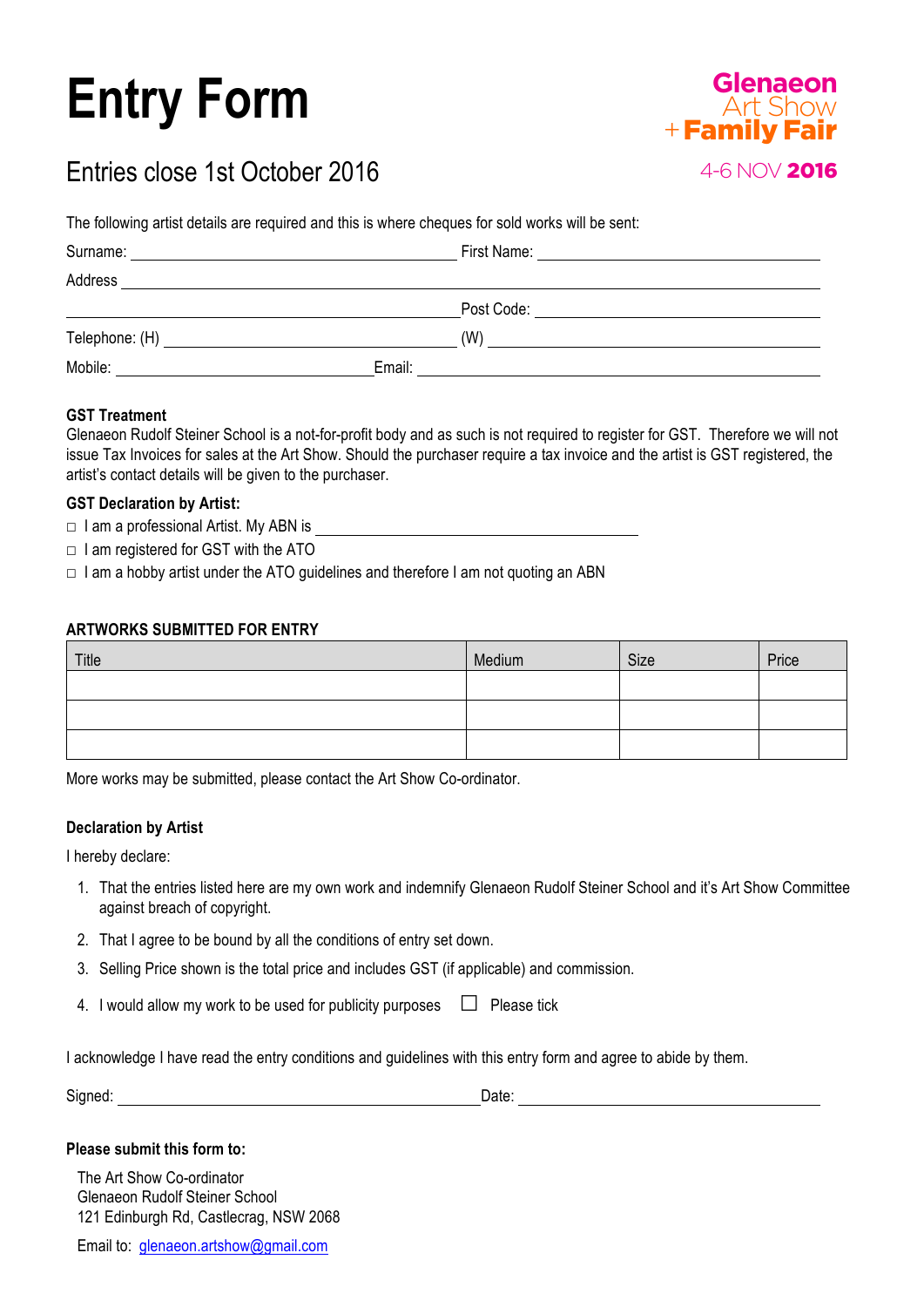# Entry Form

Glenaeon Art Show + Family Fair

4-6 NOV **2016**

## Entries close 1st October 2016

The following artist details are required and this is where cheques for sold works will be sent:

Surname: ______________________ First Name: ______________________

Address ______________________________________________

______________________ Post Code: ______________________

Telephone: (H) ______________________ (W) ______________________

Mobile: ______________________ Email: ______________________

**GST Treatment**

Glenaeon Rudolf Steiner School is a not-for-profit body and as such is not required to register for GST. Therefore we will not issue Tax Invoices for sales at the Art Show. Should the purchaser require a tax invoice and the artist is GST registered, the artist's contact details will be given to the purchaser.

**GST Declaration by Artist:**

- ☐ I am a professional Artist. My ABN is ______________________
- ☐ I am registered for GST with the ATO
- ☐ I am a hobby artist under the ATO guidelines and therefore I am not quoting an ABN

**ARTWORKS SUBMITTED FOR ENTRY**

| Title | Medium | Size | Price |
|---|---|---|---|
| | | | |
| | | | |
| | | | |

More works may be submitted, please contact the Art Show Co-ordinator.

**Declaration by Artist**

I hereby declare:

1. That the entries listed here are my own work and indemnify Glenaeon Rudolf Steiner School and it's Art Show Committee against breach of copyright.
2. That I agree to be bound by all the conditions of entry set down.
3. Selling Price shown is the total price and includes GST (if applicable) and commission.
4. I would allow my work to be used for publicity purposes ☐ Please tick

I acknowledge I have read the entry conditions and guidelines with this entry form and agree to abide by them.

Signed: ______________________ Date: ______________________

**Please submit this form to:**

The Art Show Co-ordinator
Glenaeon Rudolf Steiner School
121 Edinburgh Rd, Castlecrag, NSW 2068

Email to: glenaeon.artshow@gmail.com